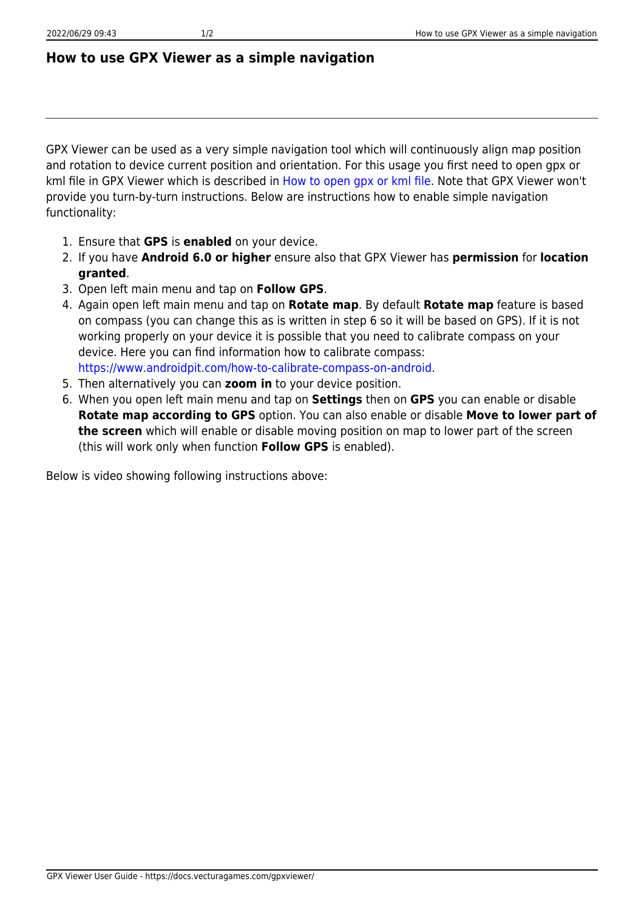# How to use GPX Viewer as a simple navigation

GPX Viewer can be used as a very simple navigation tool which will continuously align map position and rotation to device current position and orientation. For this usage you first need to open gpx or kml file in GPX Viewer which is described in How to open gpx or kml file. Note that GPX Viewer won't provide you turn-by-turn instructions. Below are instructions how to enable simple navigation functionality:

1. Ensure that **GPS** is **enabled** on your device.
2. If you have **Android 6.0 or higher** ensure also that GPX Viewer has **permission** for **location granted**.
3. Open left main menu and tap on **Follow GPS**.
4. Again open left main menu and tap on **Rotate map**. By default **Rotate map** feature is based on compass (you can change this as is written in step 6 so it will be based on GPS). If it is not working properly on your device it is possible that you need to calibrate compass on your device. Here you can find information how to calibrate compass: https://www.androidpit.com/how-to-calibrate-compass-on-android.
5. Then alternatively you can **zoom in** to your device position.
6. When you open left main menu and tap on **Settings** then on **GPS** you can enable or disable **Rotate map according to GPS** option. You can also enable or disable **Move to lower part of the screen** which will enable or disable moving position on map to lower part of the screen (this will work only when function **Follow GPS** is enabled).

Below is video showing following instructions above: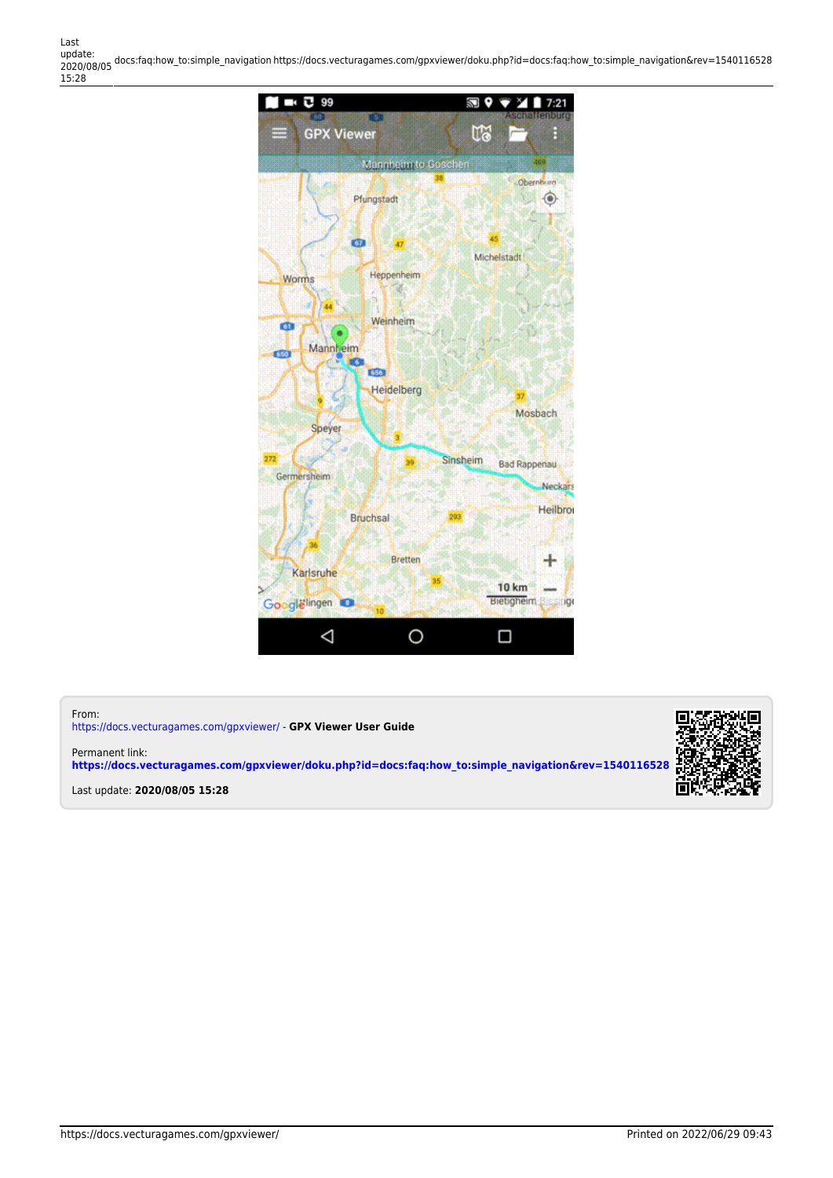From:
https://docs.vecturagames.com/gpxviewer/ - **GPX Viewer User Guide**

Permanent link:
**https://docs.vecturagames.com/gpxviewer/doku.php?id=docs:faq:how_to:simple_navigation&rev=1540116528**

Last update: **2020/08/05 15:28**